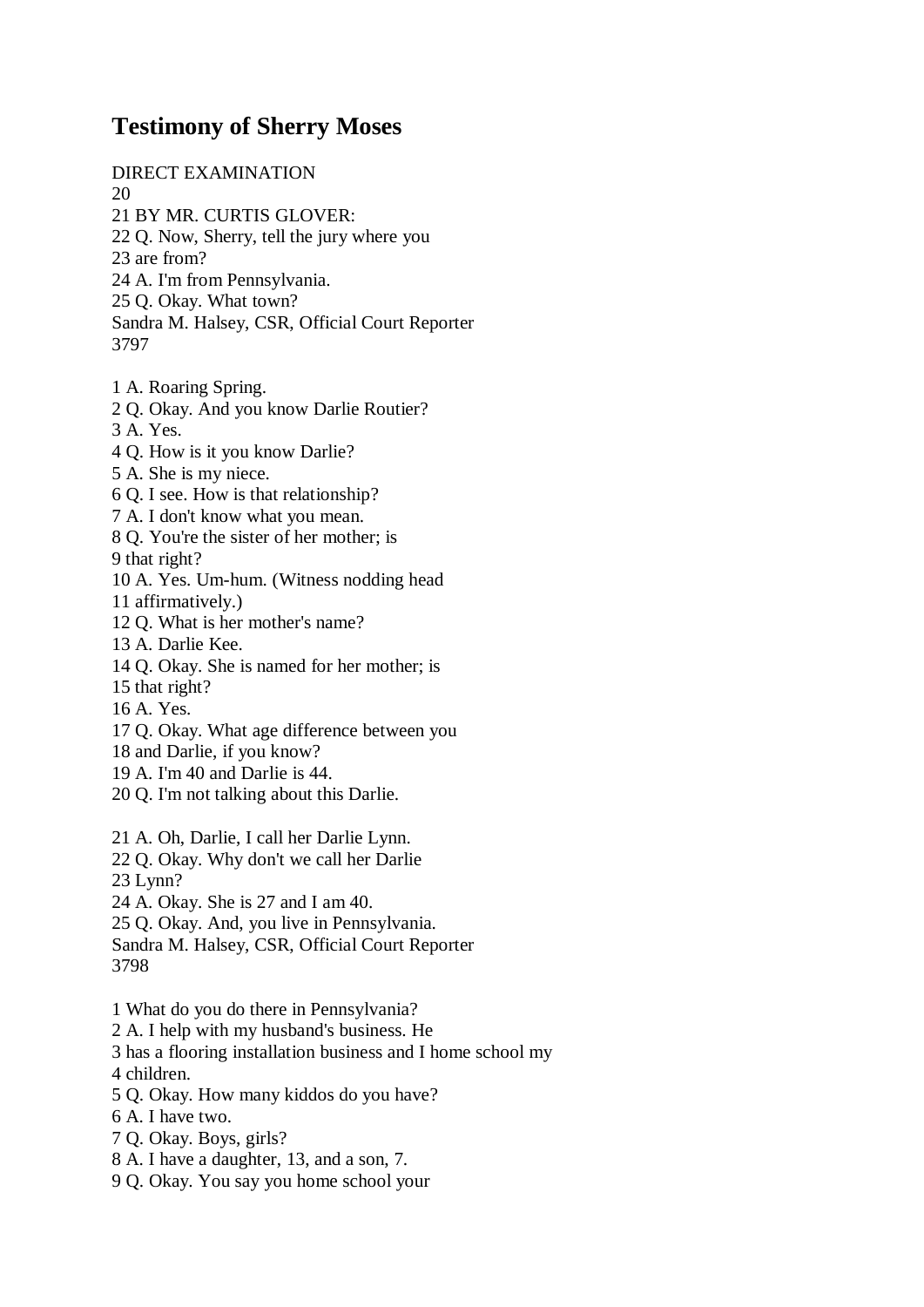# Testimony of Sherry Moses

DIRECT EXAMINATION
20
21 BY MR. CURTIS GLOVER:
22 Q. Now, Sherry, tell the jury where you
23 are from?
24 A. I'm from Pennsylvania.
25 Q. Okay. What town?
Sandra M. Halsey, CSR, Official Court Reporter
3797

1 A. Roaring Spring.
2 Q. Okay. And you know Darlie Routier?
3 A. Yes.
4 Q. How is it you know Darlie?
5 A. She is my niece.
6 Q. I see. How is that relationship?
7 A. I don't know what you mean.
8 Q. You're the sister of her mother; is
9 that right?
10 A. Yes. Um-hum. (Witness nodding head
11 affirmatively.)
12 Q. What is her mother's name?
13 A. Darlie Kee.
14 Q. Okay. She is named for her mother; is
15 that right?
16 A. Yes.
17 Q. Okay. What age difference between you
18 and Darlie, if you know?
19 A. I'm 40 and Darlie is 44.
20 Q. I'm not talking about this Darlie.

21 A. Oh, Darlie, I call her Darlie Lynn.
22 Q. Okay. Why don't we call her Darlie
23 Lynn?
24 A. Okay. She is 27 and I am 40.
25 Q. Okay. And, you live in Pennsylvania.
Sandra M. Halsey, CSR, Official Court Reporter
3798

1 What do you do there in Pennsylvania?
2 A. I help with my husband's business. He
3 has a flooring installation business and I home school my
4 children.
5 Q. Okay. How many kiddos do you have?
6 A. I have two.
7 Q. Okay. Boys, girls?
8 A. I have a daughter, 13, and a son, 7.
9 Q. Okay. You say you home school your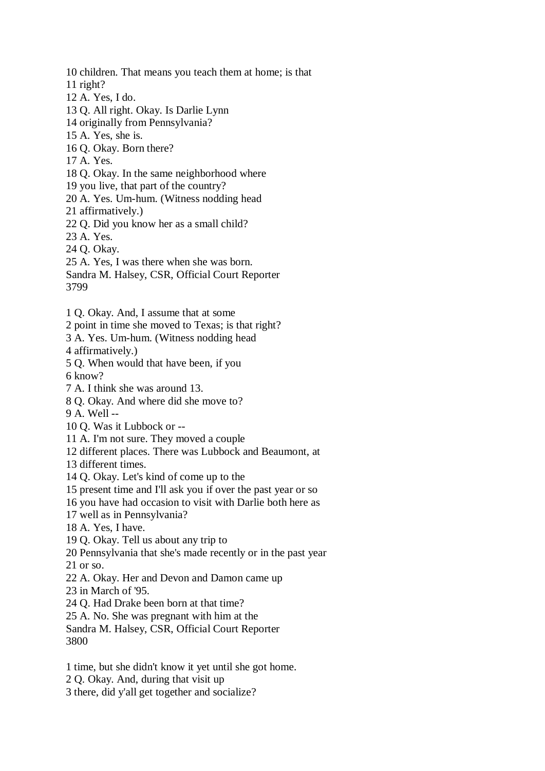10 children. That means you teach them at home; is that
11 right?
12 A. Yes, I do.
13 Q. All right. Okay. Is Darlie Lynn
14 originally from Pennsylvania?
15 A. Yes, she is.
16 Q. Okay. Born there?
17 A. Yes.
18 Q. Okay. In the same neighborhood where
19 you live, that part of the country?
20 A. Yes. Um-hum. (Witness nodding head
21 affirmatively.)
22 Q. Did you know her as a small child?
23 A. Yes.
24 Q. Okay.
25 A. Yes, I was there when she was born.

1 Q. Okay. And, I assume that at some
2 point in time she moved to Texas; is that right?
3 A. Yes. Um-hum. (Witness nodding head
4 affirmatively.)
5 Q. When would that have been, if you
6 know?
7 A. I think she was around 13.
8 Q. Okay. And where did she move to?
9 A. Well --
10 Q. Was it Lubbock or --
11 A. I'm not sure. They moved a couple
12 different places. There was Lubbock and Beaumont, at
13 different times.
14 Q. Okay. Let's kind of come up to the
15 present time and I'll ask you if over the past year or so
16 you have had occasion to visit with Darlie both here as
17 well as in Pennsylvania?
18 A. Yes, I have.
19 Q. Okay. Tell us about any trip to
20 Pennsylvania that she's made recently or in the past year
21 or so.
22 A. Okay. Her and Devon and Damon came up
23 in March of '95.
24 Q. Had Drake been born at that time?
25 A. No. She was pregnant with him at the

1 time, but she didn't know it yet until she got home.
2 Q. Okay. And, during that visit up
3 there, did y'all get together and socialize?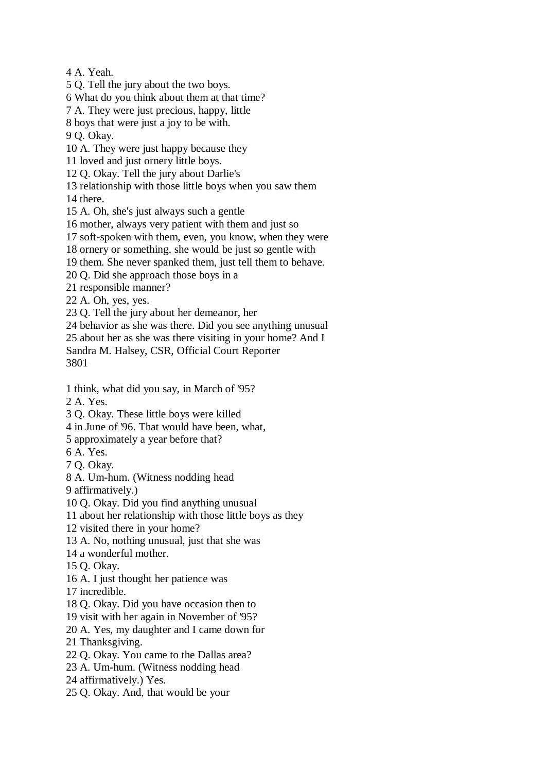4 A. Yeah.
5 Q. Tell the jury about the two boys.
6 What do you think about them at that time?
7 A. They were just precious, happy, little
8 boys that were just a joy to be with.
9 Q. Okay.
10 A. They were just happy because they
11 loved and just ornery little boys.
12 Q. Okay. Tell the jury about Darlie's
13 relationship with those little boys when you saw them
14 there.
15 A. Oh, she's just always such a gentle
16 mother, always very patient with them and just so
17 soft-spoken with them, even, you know, when they were
18 ornery or something, she would be just so gentle with
19 them. She never spanked them, just tell them to behave.
20 Q. Did she approach those boys in a
21 responsible manner?
22 A. Oh, yes, yes.
23 Q. Tell the jury about her demeanor, her
24 behavior as she was there. Did you see anything unusual
25 about her as she was there visiting in your home? And I
Sandra M. Halsey, CSR, Official Court Reporter
3801

1 think, what did you say, in March of '95?
2 A. Yes.
3 Q. Okay. These little boys were killed
4 in June of '96. That would have been, what,
5 approximately a year before that?
6 A. Yes.
7 Q. Okay.
8 A. Um-hum. (Witness nodding head
9 affirmatively.)
10 Q. Okay. Did you find anything unusual
11 about her relationship with those little boys as they
12 visited there in your home?
13 A. No, nothing unusual, just that she was
14 a wonderful mother.
15 Q. Okay.
16 A. I just thought her patience was
17 incredible.
18 Q. Okay. Did you have occasion then to
19 visit with her again in November of '95?
20 A. Yes, my daughter and I came down for
21 Thanksgiving.
22 Q. Okay. You came to the Dallas area?
23 A. Um-hum. (Witness nodding head
24 affirmatively.) Yes.
25 Q. Okay. And, that would be your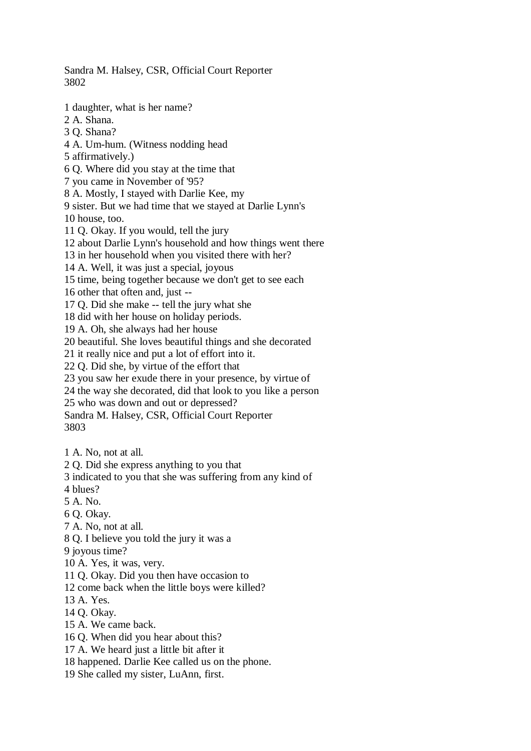1 daughter, what is her name?
2 A. Shana.
3 Q. Shana?
4 A. Um-hum. (Witness nodding head
5 affirmatively.)
6 Q. Where did you stay at the time that
7 you came in November of '95?
8 A. Mostly, I stayed with Darlie Kee, my
9 sister. But we had time that we stayed at Darlie Lynn's
10 house, too.
11 Q. Okay. If you would, tell the jury
12 about Darlie Lynn's household and how things went there
13 in her household when you visited there with her?
14 A. Well, it was just a special, joyous
15 time, being together because we don't get to see each
16 other that often and, just --
17 Q. Did she make -- tell the jury what she
18 did with her house on holiday periods.
19 A. Oh, she always had her house
20 beautiful. She loves beautiful things and she decorated
21 it really nice and put a lot of effort into it.
22 Q. Did she, by virtue of the effort that
23 you saw her exude there in your presence, by virtue of
24 the way she decorated, did that look to you like a person
25 who was down and out or depressed?

1 A. No, not at all.
2 Q. Did she express anything to you that
3 indicated to you that she was suffering from any kind of
4 blues?
5 A. No.
6 Q. Okay.
7 A. No, not at all.
8 Q. I believe you told the jury it was a
9 joyous time?
10 A. Yes, it was, very.
11 Q. Okay. Did you then have occasion to
12 come back when the little boys were killed?
13 A. Yes.
14 Q. Okay.
15 A. We came back.
16 Q. When did you hear about this?
17 A. We heard just a little bit after it
18 happened. Darlie Kee called us on the phone.
19 She called my sister, LuAnn, first.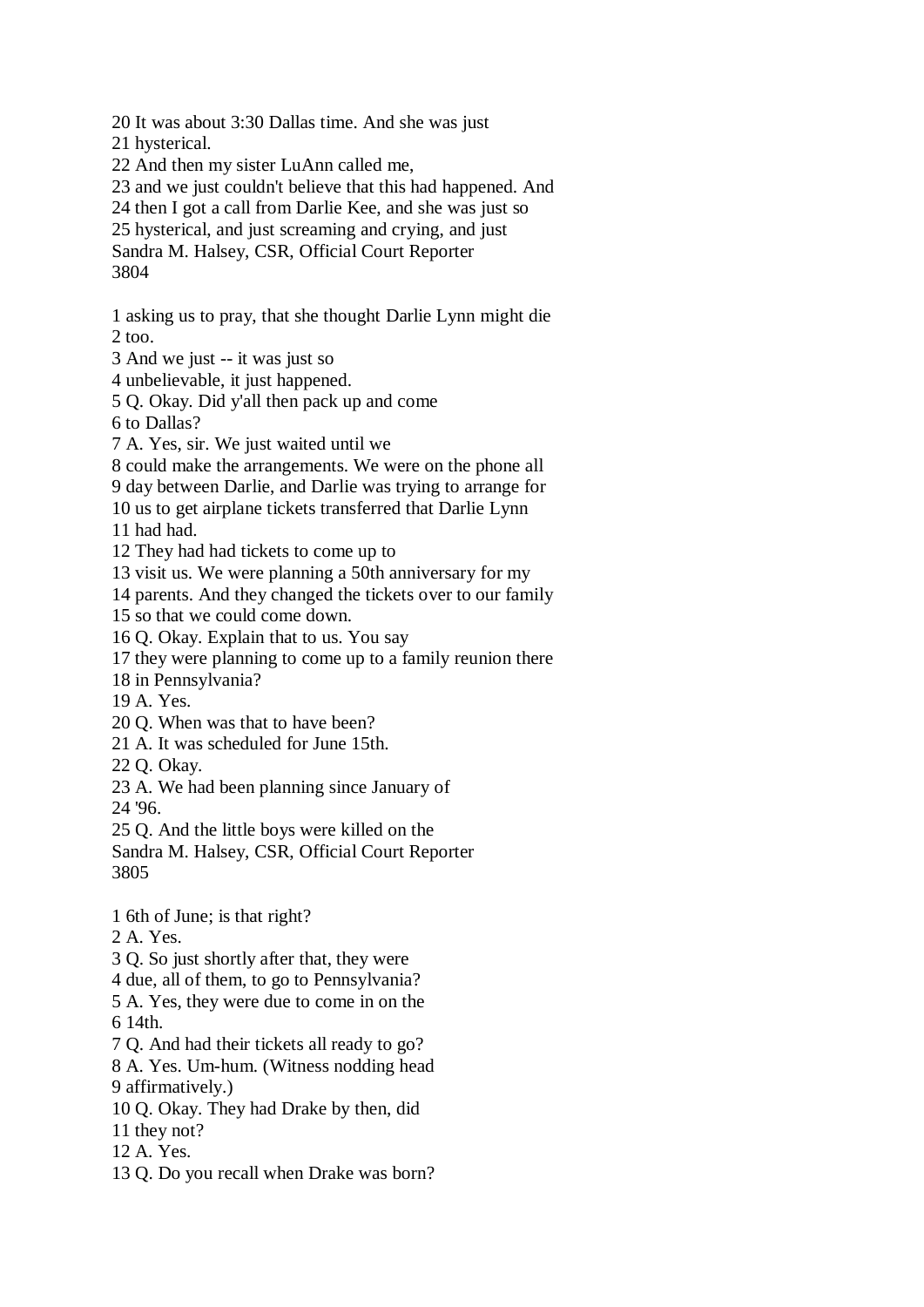20 It was about 3:30 Dallas time. And she was just
21 hysterical.
22 And then my sister LuAnn called me,
23 and we just couldn't believe that this had happened. And
24 then I got a call from Darlie Kee, and she was just so
25 hysterical, and just screaming and crying, and just

1 asking us to pray, that she thought Darlie Lynn might die
2 too.
3 And we just -- it was just so
4 unbelievable, it just happened.
5 Q. Okay. Did y'all then pack up and come
6 to Dallas?
7 A. Yes, sir. We just waited until we
8 could make the arrangements. We were on the phone all
9 day between Darlie, and Darlie was trying to arrange for
10 us to get airplane tickets transferred that Darlie Lynn
11 had had.
12 They had had tickets to come up to
13 visit us. We were planning a 50th anniversary for my
14 parents. And they changed the tickets over to our family
15 so that we could come down.
16 Q. Okay. Explain that to us. You say
17 they were planning to come up to a family reunion there
18 in Pennsylvania?
19 A. Yes.
20 Q. When was that to have been?
21 A. It was scheduled for June 15th.
22 Q. Okay.
23 A. We had been planning since January of
24 '96.
25 Q. And the little boys were killed on the

1 6th of June; is that right?
2 A. Yes.
3 Q. So just shortly after that, they were
4 due, all of them, to go to Pennsylvania?
5 A. Yes, they were due to come in on the
6 14th.
7 Q. And had their tickets all ready to go?
8 A. Yes. Um-hum. (Witness nodding head
9 affirmatively.)
10 Q. Okay. They had Drake by then, did
11 they not?
12 A. Yes.
13 Q. Do you recall when Drake was born?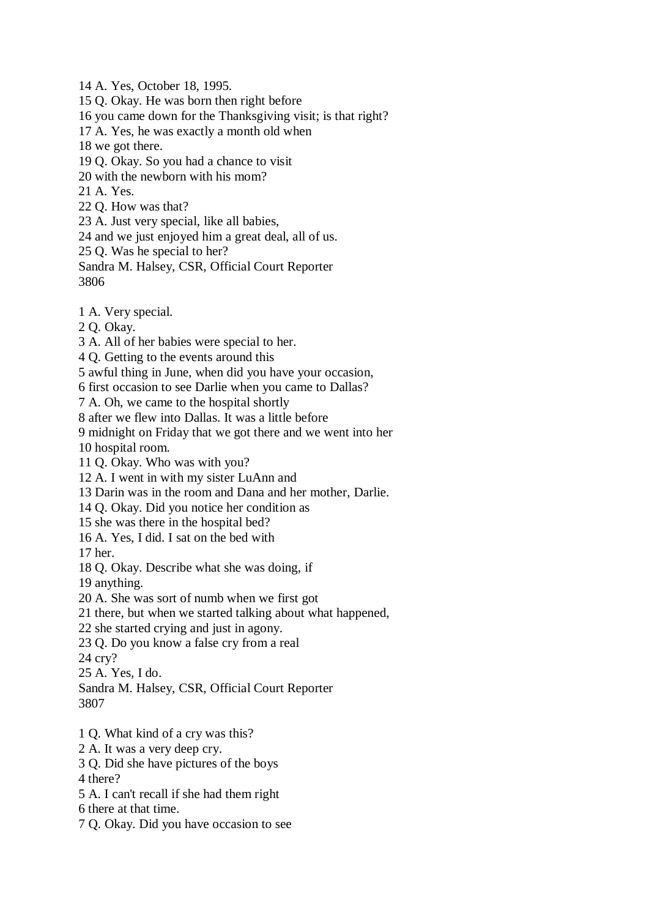14 A. Yes, October 18, 1995.
15 Q. Okay. He was born then right before
16 you came down for the Thanksgiving visit; is that right?
17 A. Yes, he was exactly a month old when
18 we got there.
19 Q. Okay. So you had a chance to visit
20 with the newborn with his mom?
21 A. Yes.
22 Q. How was that?
23 A. Just very special, like all babies,
24 and we just enjoyed him a great deal, all of us.
25 Q. Was he special to her?
Sandra M. Halsey, CSR, Official Court Reporter
3806

1 A. Very special.
2 Q. Okay.
3 A. All of her babies were special to her.
4 Q. Getting to the events around this
5 awful thing in June, when did you have your occasion,
6 first occasion to see Darlie when you came to Dallas?
7 A. Oh, we came to the hospital shortly
8 after we flew into Dallas. It was a little before
9 midnight on Friday that we got there and we went into her
10 hospital room.
11 Q. Okay. Who was with you?
12 A. I went in with my sister LuAnn and
13 Darin was in the room and Dana and her mother, Darlie.
14 Q. Okay. Did you notice her condition as
15 she was there in the hospital bed?
16 A. Yes, I did. I sat on the bed with
17 her.
18 Q. Okay. Describe what she was doing, if
19 anything.
20 A. She was sort of numb when we first got
21 there, but when we started talking about what happened,
22 she started crying and just in agony.
23 Q. Do you know a false cry from a real
24 cry?
25 A. Yes, I do.
Sandra M. Halsey, CSR, Official Court Reporter
3807

1 Q. What kind of a cry was this?
2 A. It was a very deep cry.
3 Q. Did she have pictures of the boys
4 there?
5 A. I can't recall if she had them right
6 there at that time.
7 Q. Okay. Did you have occasion to see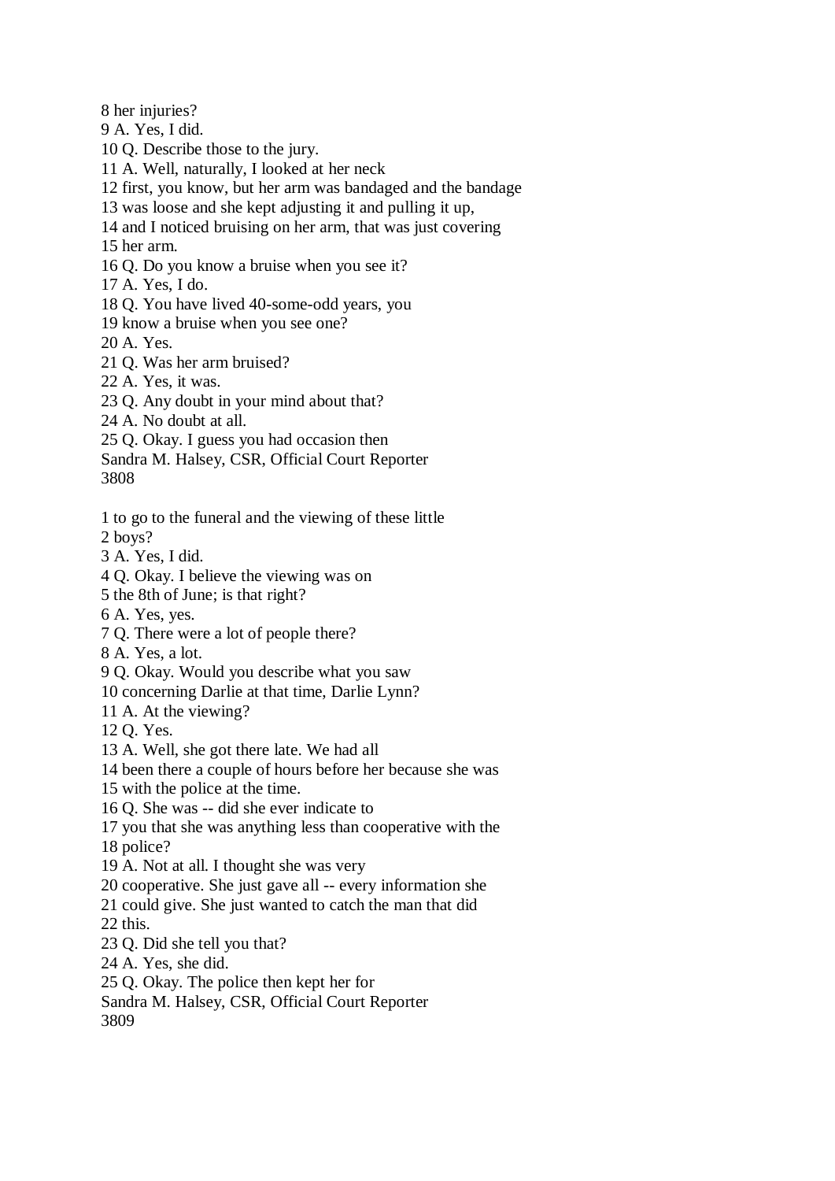8 her injuries?
9 A. Yes, I did.
10 Q. Describe those to the jury.
11 A. Well, naturally, I looked at her neck
12 first, you know, but her arm was bandaged and the bandage
13 was loose and she kept adjusting it and pulling it up,
14 and I noticed bruising on her arm, that was just covering
15 her arm.
16 Q. Do you know a bruise when you see it?
17 A. Yes, I do.
18 Q. You have lived 40-some-odd years, you
19 know a bruise when you see one?
20 A. Yes.
21 Q. Was her arm bruised?
22 A. Yes, it was.
23 Q. Any doubt in your mind about that?
24 A. No doubt at all.
25 Q. Okay. I guess you had occasion then
Sandra M. Halsey, CSR, Official Court Reporter
3808

1 to go to the funeral and the viewing of these little
2 boys?
3 A. Yes, I did.
4 Q. Okay. I believe the viewing was on
5 the 8th of June; is that right?
6 A. Yes, yes.
7 Q. There were a lot of people there?
8 A. Yes, a lot.
9 Q. Okay. Would you describe what you saw
10 concerning Darlie at that time, Darlie Lynn?
11 A. At the viewing?
12 Q. Yes.
13 A. Well, she got there late. We had all
14 been there a couple of hours before her because she was
15 with the police at the time.
16 Q. She was -- did she ever indicate to
17 you that she was anything less than cooperative with the
18 police?
19 A. Not at all. I thought she was very
20 cooperative. She just gave all -- every information she
21 could give. She just wanted to catch the man that did
22 this.
23 Q. Did she tell you that?
24 A. Yes, she did.
25 Q. Okay. The police then kept her for
Sandra M. Halsey, CSR, Official Court Reporter
3809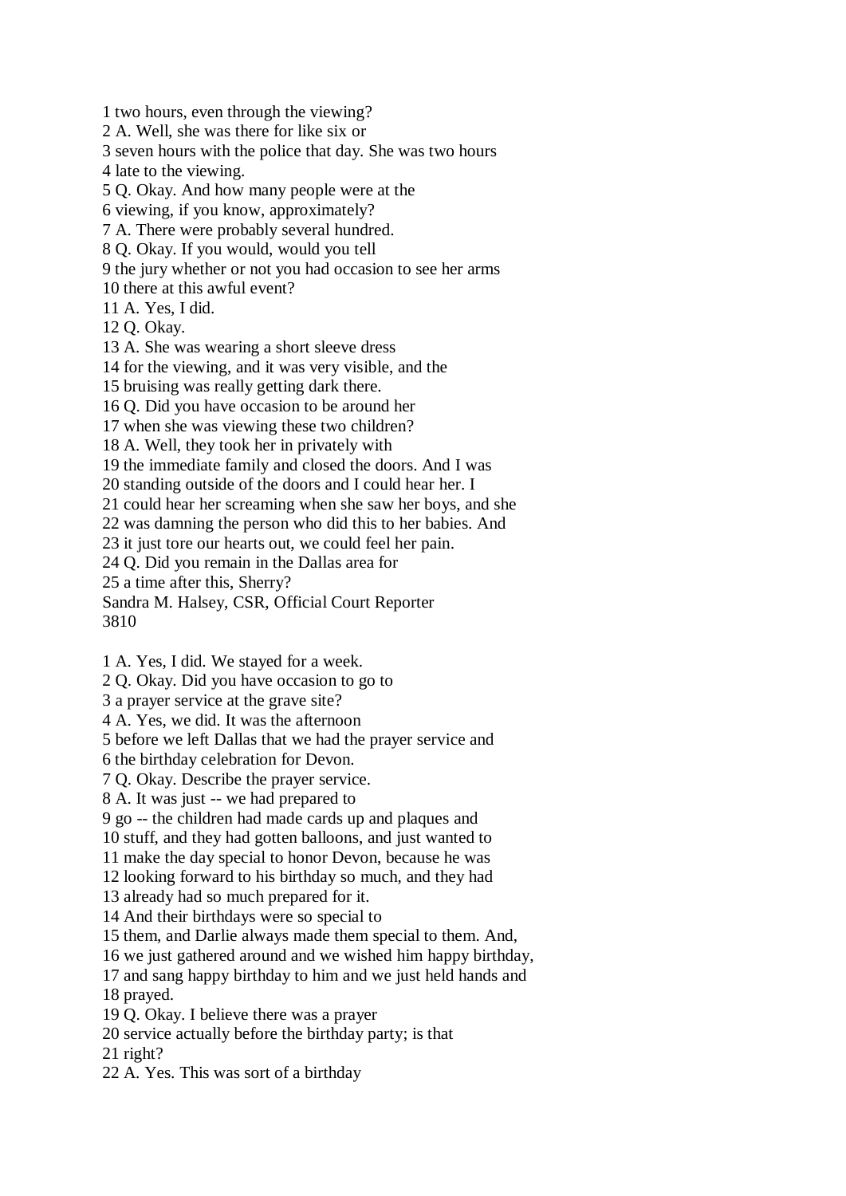1 two hours, even through the viewing?
2 A. Well, she was there for like six or
3 seven hours with the police that day. She was two hours
4 late to the viewing.
5 Q. Okay. And how many people were at the
6 viewing, if you know, approximately?
7 A. There were probably several hundred.
8 Q. Okay. If you would, would you tell
9 the jury whether or not you had occasion to see her arms
10 there at this awful event?
11 A. Yes, I did.
12 Q. Okay.
13 A. She was wearing a short sleeve dress
14 for the viewing, and it was very visible, and the
15 bruising was really getting dark there.
16 Q. Did you have occasion to be around her
17 when she was viewing these two children?
18 A. Well, they took her in privately with
19 the immediate family and closed the doors. And I was
20 standing outside of the doors and I could hear her. I
21 could hear her screaming when she saw her boys, and she
22 was damning the person who did this to her babies. And
23 it just tore our hearts out, we could feel her pain.
24 Q. Did you remain in the Dallas area for
25 a time after this, Sherry?
Sandra M. Halsey, CSR, Official Court Reporter
3810

1 A. Yes, I did. We stayed for a week.
2 Q. Okay. Did you have occasion to go to
3 a prayer service at the grave site?
4 A. Yes, we did. It was the afternoon
5 before we left Dallas that we had the prayer service and
6 the birthday celebration for Devon.
7 Q. Okay. Describe the prayer service.
8 A. It was just -- we had prepared to
9 go -- the children had made cards up and plaques and
10 stuff, and they had gotten balloons, and just wanted to
11 make the day special to honor Devon, because he was
12 looking forward to his birthday so much, and they had
13 already had so much prepared for it.
14 And their birthdays were so special to
15 them, and Darlie always made them special to them. And,
16 we just gathered around and we wished him happy birthday,
17 and sang happy birthday to him and we just held hands and
18 prayed.
19 Q. Okay. I believe there was a prayer
20 service actually before the birthday party; is that
21 right?
22 A. Yes. This was sort of a birthday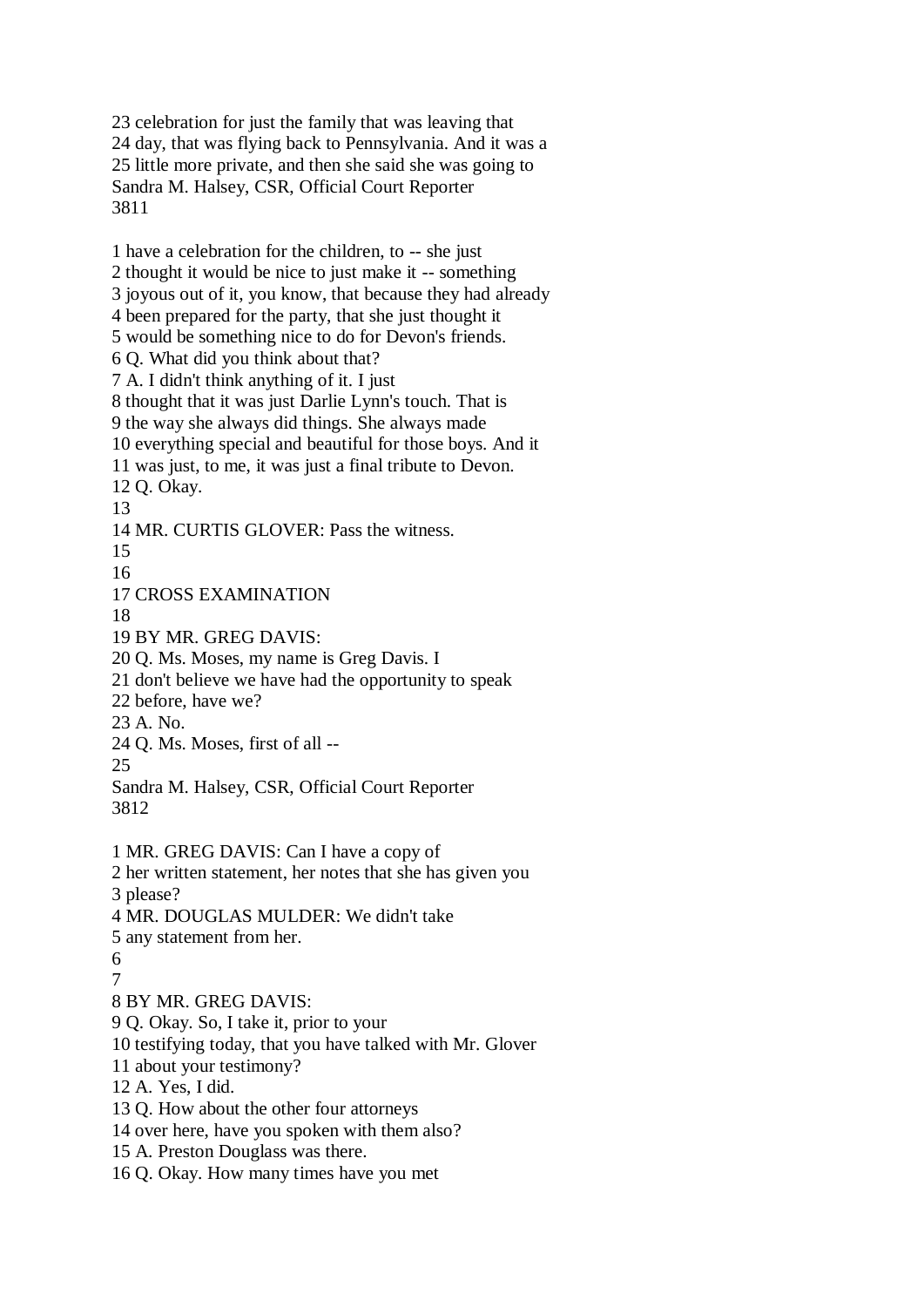23 celebration for just the family that was leaving that
24 day, that was flying back to Pennsylvania. And it was a
25 little more private, and then she said she was going to

1 have a celebration for the children, to -- she just
2 thought it would be nice to just make it -- something
3 joyous out of it, you know, that because they had already
4 been prepared for the party, that she just thought it
5 would be something nice to do for Devon's friends.
6 Q. What did you think about that?
7 A. I didn't think anything of it. I just
8 thought that it was just Darlie Lynn's touch. That is
9 the way she always did things. She always made
10 everything special and beautiful for those boys. And it
11 was just, to me, it was just a final tribute to Devon.
12 Q. Okay.
13
14 MR. CURTIS GLOVER: Pass the witness.
15
16
17 CROSS EXAMINATION
18
19 BY MR. GREG DAVIS:
20 Q. Ms. Moses, my name is Greg Davis. I
21 don't believe we have had the opportunity to speak
22 before, have we?
23 A. No.
24 Q. Ms. Moses, first of all --
25

1 MR. GREG DAVIS: Can I have a copy of
2 her written statement, her notes that she has given you
3 please?
4 MR. DOUGLAS MULDER: We didn't take
5 any statement from her.
6
7
8 BY MR. GREG DAVIS:
9 Q. Okay. So, I take it, prior to your
10 testifying today, that you have talked with Mr. Glover
11 about your testimony?
12 A. Yes, I did.
13 Q. How about the other four attorneys
14 over here, have you spoken with them also?
15 A. Preston Douglass was there.
16 Q. Okay. How many times have you met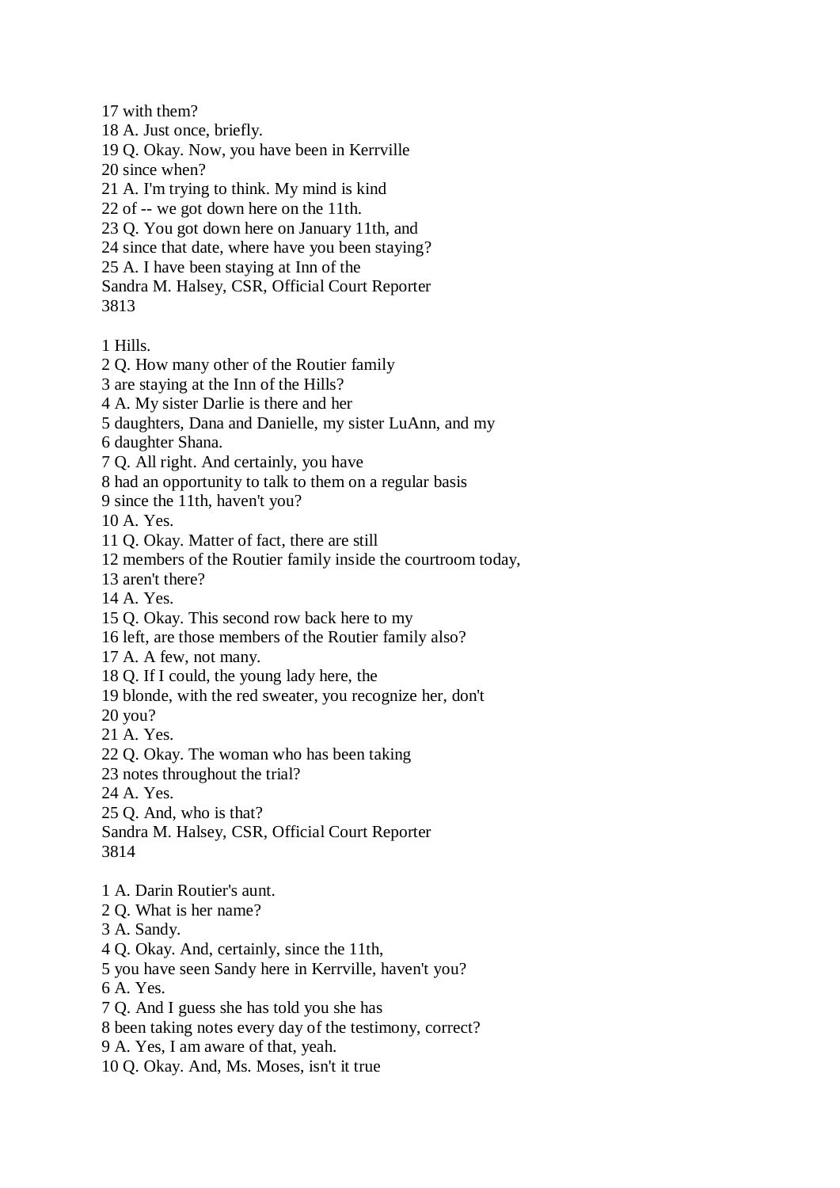17 with them?
18 A. Just once, briefly.
19 Q. Okay. Now, you have been in Kerrville
20 since when?
21 A. I'm trying to think. My mind is kind
22 of -- we got down here on the 11th.
23 Q. You got down here on January 11th, and
24 since that date, where have you been staying?
25 A. I have been staying at Inn of the

1 Hills.
2 Q. How many other of the Routier family
3 are staying at the Inn of the Hills?
4 A. My sister Darlie is there and her
5 daughters, Dana and Danielle, my sister LuAnn, and my
6 daughter Shana.
7 Q. All right. And certainly, you have
8 had an opportunity to talk to them on a regular basis
9 since the 11th, haven't you?
10 A. Yes.
11 Q. Okay. Matter of fact, there are still
12 members of the Routier family inside the courtroom today,
13 aren't there?
14 A. Yes.
15 Q. Okay. This second row back here to my
16 left, are those members of the Routier family also?
17 A. A few, not many.
18 Q. If I could, the young lady here, the
19 blonde, with the red sweater, you recognize her, don't
20 you?
21 A. Yes.
22 Q. Okay. The woman who has been taking
23 notes throughout the trial?
24 A. Yes.
25 Q. And, who is that?

1 A. Darin Routier's aunt.
2 Q. What is her name?
3 A. Sandy.
4 Q. Okay. And, certainly, since the 11th,
5 you have seen Sandy here in Kerrville, haven't you?
6 A. Yes.
7 Q. And I guess she has told you she has
8 been taking notes every day of the testimony, correct?
9 A. Yes, I am aware of that, yeah.
10 Q. Okay. And, Ms. Moses, isn't it true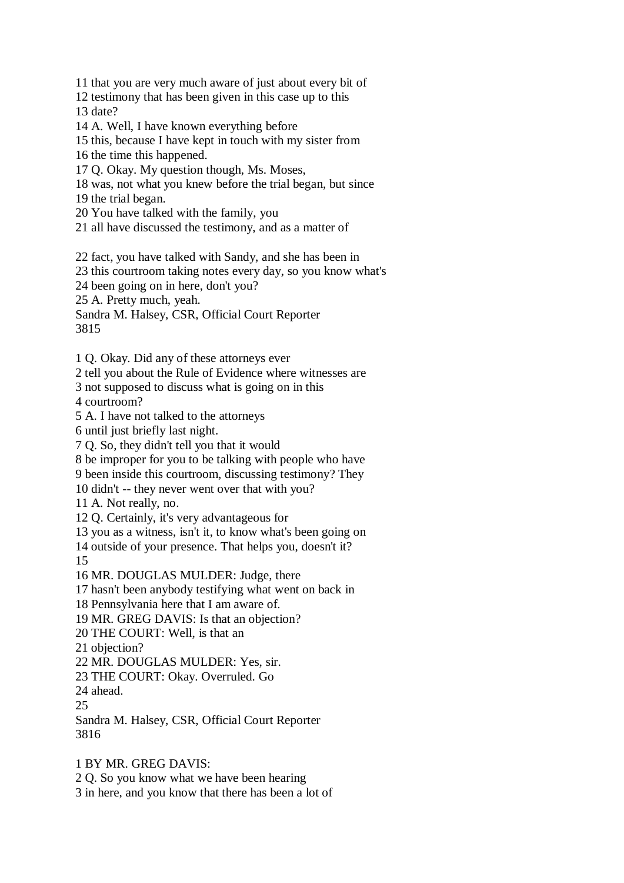11 that you are very much aware of just about every bit of
12 testimony that has been given in this case up to this
13 date?
14 A. Well, I have known everything before
15 this, because I have kept in touch with my sister from
16 the time this happened.
17 Q. Okay. My question though, Ms. Moses,
18 was, not what you knew before the trial began, but since
19 the trial began.
20 You have talked with the family, you
21 all have discussed the testimony, and as a matter of

22 fact, you have talked with Sandy, and she has been in
23 this courtroom taking notes every day, so you know what's
24 been going on in here, don't you?
25 A. Pretty much, yeah.
Sandra M. Halsey, CSR, Official Court Reporter
3815

1 Q. Okay. Did any of these attorneys ever
2 tell you about the Rule of Evidence where witnesses are
3 not supposed to discuss what is going on in this
4 courtroom?
5 A. I have not talked to the attorneys
6 until just briefly last night.
7 Q. So, they didn't tell you that it would
8 be improper for you to be talking with people who have
9 been inside this courtroom, discussing testimony? They
10 didn't -- they never went over that with you?
11 A. Not really, no.
12 Q. Certainly, it's very advantageous for
13 you as a witness, isn't it, to know what's been going on
14 outside of your presence. That helps you, doesn't it?
15
16 MR. DOUGLAS MULDER: Judge, there
17 hasn't been anybody testifying what went on back in
18 Pennsylvania here that I am aware of.
19 MR. GREG DAVIS: Is that an objection?
20 THE COURT: Well, is that an
21 objection?
22 MR. DOUGLAS MULDER: Yes, sir.
23 THE COURT: Okay. Overruled. Go
24 ahead.
25
Sandra M. Halsey, CSR, Official Court Reporter
3816

1 BY MR. GREG DAVIS:
2 Q. So you know what we have been hearing
3 in here, and you know that there has been a lot of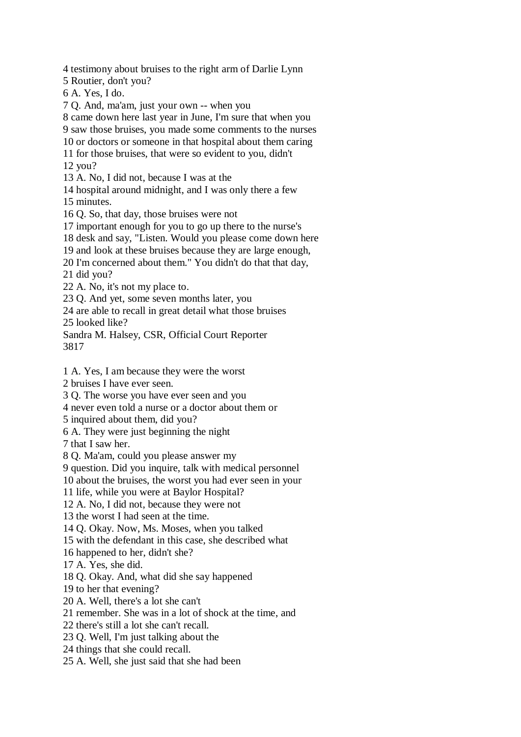4 testimony about bruises to the right arm of Darlie Lynn
5 Routier, don't you?
6 A. Yes, I do.
7 Q. And, ma'am, just your own -- when you
8 came down here last year in June, I'm sure that when you
9 saw those bruises, you made some comments to the nurses
10 or doctors or someone in that hospital about them caring
11 for those bruises, that were so evident to you, didn't
12 you?
13 A. No, I did not, because I was at the
14 hospital around midnight, and I was only there a few
15 minutes.
16 Q. So, that day, those bruises were not
17 important enough for you to go up there to the nurse's
18 desk and say, "Listen. Would you please come down here
19 and look at these bruises because they are large enough,
20 I'm concerned about them." You didn't do that that day,
21 did you?
22 A. No, it's not my place to.
23 Q. And yet, some seven months later, you
24 are able to recall in great detail what those bruises
25 looked like?
Sandra M. Halsey, CSR, Official Court Reporter
3817

1 A. Yes, I am because they were the worst
2 bruises I have ever seen.
3 Q. The worse you have ever seen and you
4 never even told a nurse or a doctor about them or
5 inquired about them, did you?
6 A. They were just beginning the night
7 that I saw her.
8 Q. Ma'am, could you please answer my
9 question. Did you inquire, talk with medical personnel
10 about the bruises, the worst you had ever seen in your
11 life, while you were at Baylor Hospital?
12 A. No, I did not, because they were not
13 the worst I had seen at the time.
14 Q. Okay. Now, Ms. Moses, when you talked
15 with the defendant in this case, she described what
16 happened to her, didn't she?
17 A. Yes, she did.
18 Q. Okay. And, what did she say happened
19 to her that evening?
20 A. Well, there's a lot she can't
21 remember. She was in a lot of shock at the time, and
22 there's still a lot she can't recall.
23 Q. Well, I'm just talking about the
24 things that she could recall.
25 A. Well, she just said that she had been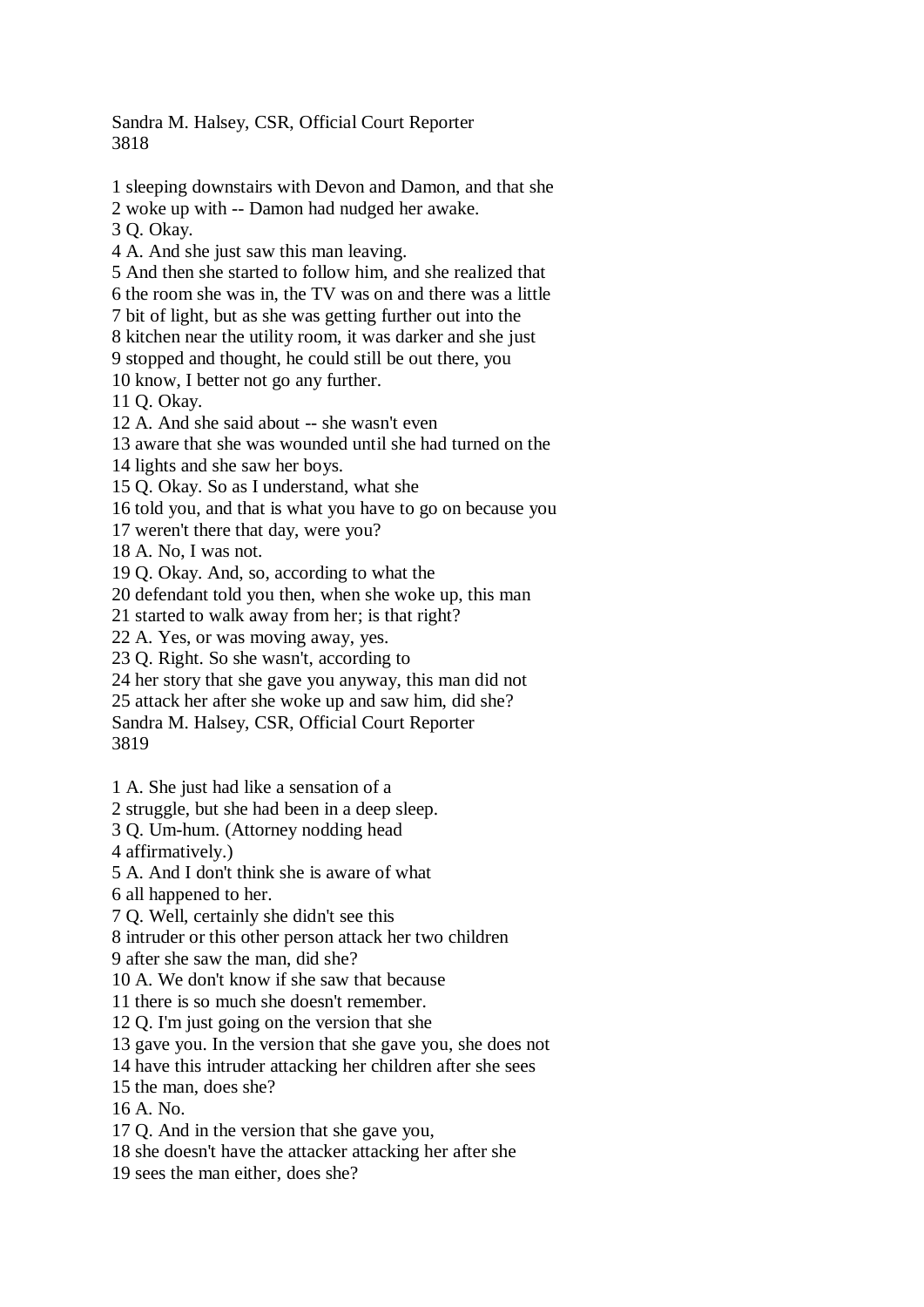1 sleeping downstairs with Devon and Damon, and that she
2 woke up with -- Damon had nudged her awake.
3 Q. Okay.
4 A. And she just saw this man leaving.
5 And then she started to follow him, and she realized that
6 the room she was in, the TV was on and there was a little
7 bit of light, but as she was getting further out into the
8 kitchen near the utility room, it was darker and she just
9 stopped and thought, he could still be out there, you
10 know, I better not go any further.
11 Q. Okay.
12 A. And she said about -- she wasn't even
13 aware that she was wounded until she had turned on the
14 lights and she saw her boys.
15 Q. Okay. So as I understand, what she
16 told you, and that is what you have to go on because you
17 weren't there that day, were you?
18 A. No, I was not.
19 Q. Okay. And, so, according to what the
20 defendant told you then, when she woke up, this man
21 started to walk away from her; is that right?
22 A. Yes, or was moving away, yes.
23 Q. Right. So she wasn't, according to
24 her story that she gave you anyway, this man did not
25 attack her after she woke up and saw him, did she?

1 A. She just had like a sensation of a
2 struggle, but she had been in a deep sleep.
3 Q. Um-hum. (Attorney nodding head
4 affirmatively.)
5 A. And I don't think she is aware of what
6 all happened to her.
7 Q. Well, certainly she didn't see this
8 intruder or this other person attack her two children
9 after she saw the man, did she?
10 A. We don't know if she saw that because
11 there is so much she doesn't remember.
12 Q. I'm just going on the version that she
13 gave you. In the version that she gave you, she does not
14 have this intruder attacking her children after she sees
15 the man, does she?
16 A. No.
17 Q. And in the version that she gave you,
18 she doesn't have the attacker attacking her after she
19 sees the man either, does she?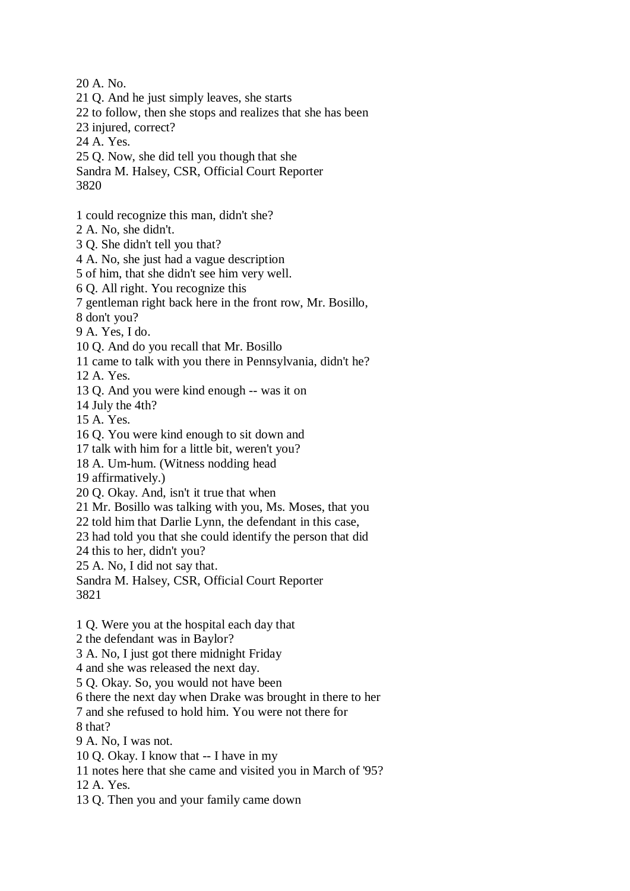20 A. No.
21 Q. And he just simply leaves, she starts
22 to follow, then she stops and realizes that she has been
23 injured, correct?
24 A. Yes.
25 Q. Now, she did tell you though that she
Sandra M. Halsey, CSR, Official Court Reporter

1 could recognize this man, didn't she?
2 A. No, she didn't.
3 Q. She didn't tell you that?
4 A. No, she just had a vague description
5 of him, that she didn't see him very well.
6 Q. All right. You recognize this
7 gentleman right back here in the front row, Mr. Bosillo,
8 don't you?
9 A. Yes, I do.
10 Q. And do you recall that Mr. Bosillo
11 came to talk with you there in Pennsylvania, didn't he?
12 A. Yes.
13 Q. And you were kind enough -- was it on
14 July the 4th?
15 A. Yes.
16 Q. You were kind enough to sit down and
17 talk with him for a little bit, weren't you?
18 A. Um-hum. (Witness nodding head
19 affirmatively.)
20 Q. Okay. And, isn't it true that when
21 Mr. Bosillo was talking with you, Ms. Moses, that you
22 told him that Darlie Lynn, the defendant in this case,
23 had told you that she could identify the person that did
24 this to her, didn't you?
25 A. No, I did not say that.
Sandra M. Halsey, CSR, Official Court Reporter

1 Q. Were you at the hospital each day that
2 the defendant was in Baylor?
3 A. No, I just got there midnight Friday
4 and she was released the next day.
5 Q. Okay. So, you would not have been
6 there the next day when Drake was brought in there to her
7 and she refused to hold him. You were not there for
8 that?
9 A. No, I was not.
10 Q. Okay. I know that -- I have in my
11 notes here that she came and visited you in March of '95?
12 A. Yes.
13 Q. Then you and your family came down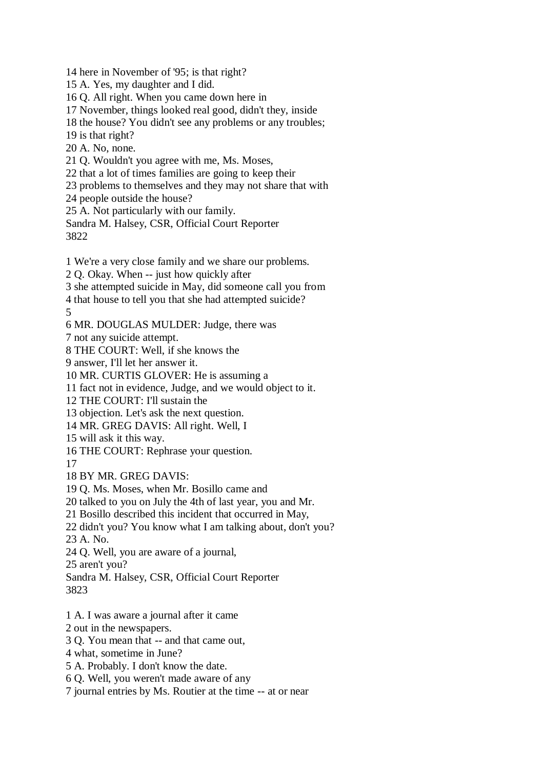14 here in November of '95; is that right?
15 A. Yes, my daughter and I did.
16 Q. All right. When you came down here in
17 November, things looked real good, didn't they, inside
18 the house? You didn't see any problems or any troubles;
19 is that right?
20 A. No, none.
21 Q. Wouldn't you agree with me, Ms. Moses,
22 that a lot of times families are going to keep their
23 problems to themselves and they may not share that with
24 people outside the house?
25 A. Not particularly with our family.
Sandra M. Halsey, CSR, Official Court Reporter
3822

1 We're a very close family and we share our problems.
2 Q. Okay. When -- just how quickly after
3 she attempted suicide in May, did someone call you from
4 that house to tell you that she had attempted suicide?
5
6 MR. DOUGLAS MULDER: Judge, there was
7 not any suicide attempt.
8 THE COURT: Well, if she knows the
9 answer, I'll let her answer it.
10 MR. CURTIS GLOVER: He is assuming a
11 fact not in evidence, Judge, and we would object to it.
12 THE COURT: I'll sustain the
13 objection. Let's ask the next question.
14 MR. GREG DAVIS: All right. Well, I
15 will ask it this way.
16 THE COURT: Rephrase your question.
17
18 BY MR. GREG DAVIS:
19 Q. Ms. Moses, when Mr. Bosillo came and
20 talked to you on July the 4th of last year, you and Mr.
21 Bosillo described this incident that occurred in May,
22 didn't you? You know what I am talking about, don't you?
23 A. No.
24 Q. Well, you are aware of a journal,
25 aren't you?
Sandra M. Halsey, CSR, Official Court Reporter
3823

1 A. I was aware a journal after it came
2 out in the newspapers.
3 Q. You mean that -- and that came out,
4 what, sometime in June?
5 A. Probably. I don't know the date.
6 Q. Well, you weren't made aware of any
7 journal entries by Ms. Routier at the time -- at or near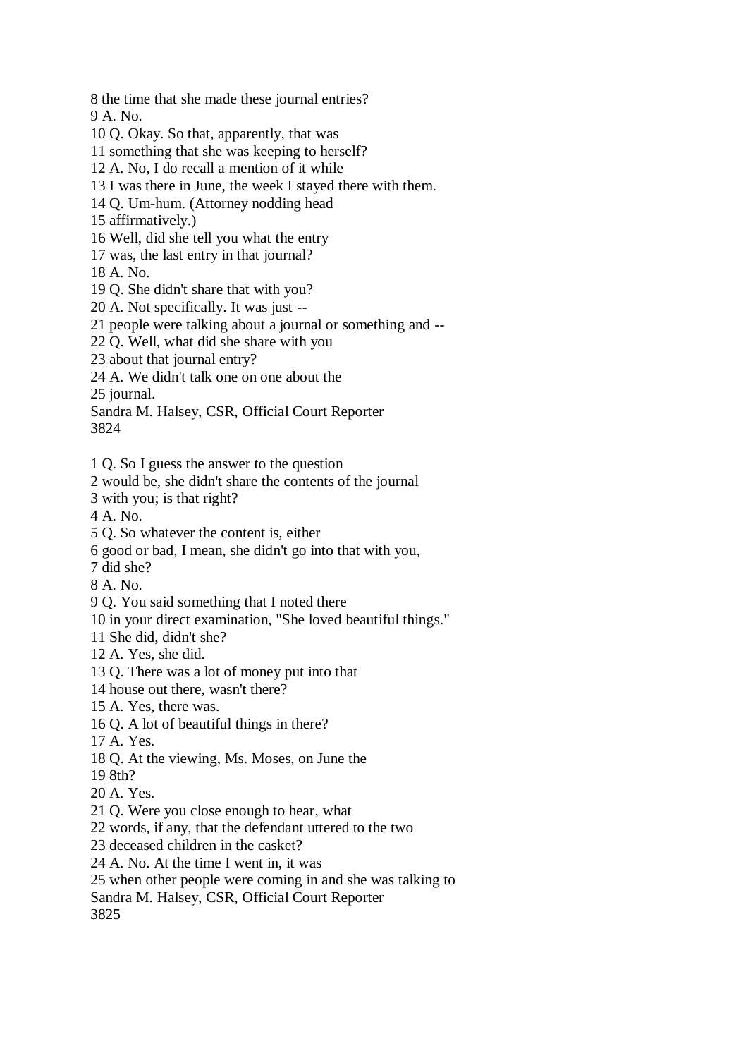8 the time that she made these journal entries?
9 A. No.
10 Q. Okay. So that, apparently, that was
11 something that she was keeping to herself?
12 A. No, I do recall a mention of it while
13 I was there in June, the week I stayed there with them.
14 Q. Um-hum. (Attorney nodding head
15 affirmatively.)
16 Well, did she tell you what the entry
17 was, the last entry in that journal?
18 A. No.
19 Q. She didn't share that with you?
20 A. Not specifically. It was just --
21 people were talking about a journal or something and --
22 Q. Well, what did she share with you
23 about that journal entry?
24 A. We didn't talk one on one about the
25 journal.

1 Q. So I guess the answer to the question
2 would be, she didn't share the contents of the journal
3 with you; is that right?
4 A. No.
5 Q. So whatever the content is, either
6 good or bad, I mean, she didn't go into that with you,
7 did she?
8 A. No.
9 Q. You said something that I noted there
10 in your direct examination, "She loved beautiful things."
11 She did, didn't she?
12 A. Yes, she did.
13 Q. There was a lot of money put into that
14 house out there, wasn't there?
15 A. Yes, there was.
16 Q. A lot of beautiful things in there?
17 A. Yes.
18 Q. At the viewing, Ms. Moses, on June the
19 8th?
20 A. Yes.
21 Q. Were you close enough to hear, what
22 words, if any, that the defendant uttered to the two
23 deceased children in the casket?
24 A. No. At the time I went in, it was
25 when other people were coming in and she was talking to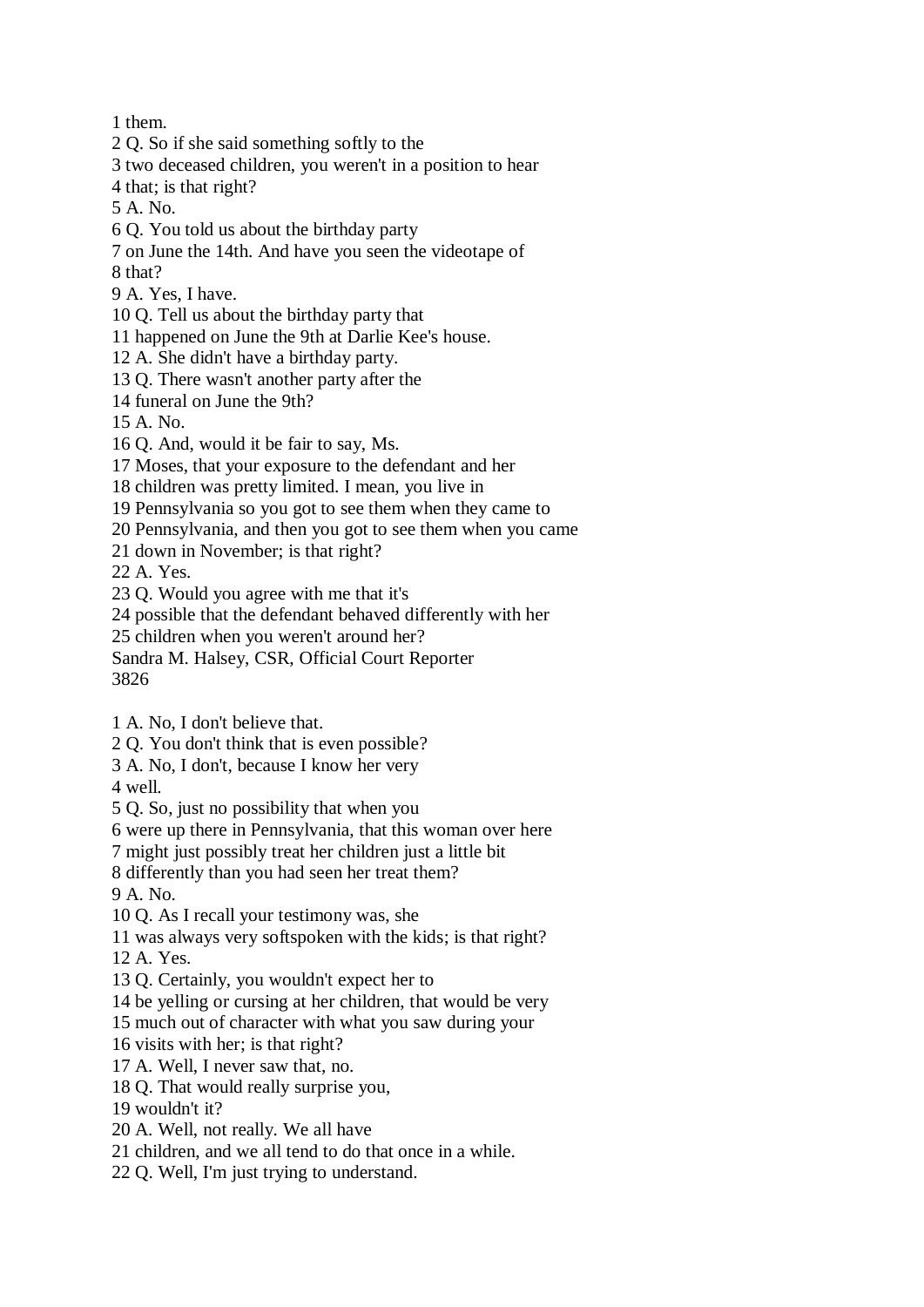1 them.
2 Q. So if she said something softly to the
3 two deceased children, you weren't in a position to hear
4 that; is that right?
5 A. No.
6 Q. You told us about the birthday party
7 on June the 14th. And have you seen the videotape of
8 that?
9 A. Yes, I have.
10 Q. Tell us about the birthday party that
11 happened on June the 9th at Darlie Kee's house.
12 A. She didn't have a birthday party.
13 Q. There wasn't another party after the
14 funeral on June the 9th?
15 A. No.
16 Q. And, would it be fair to say, Ms.
17 Moses, that your exposure to the defendant and her
18 children was pretty limited. I mean, you live in
19 Pennsylvania so you got to see them when they came to
20 Pennsylvania, and then you got to see them when you came
21 down in November; is that right?
22 A. Yes.
23 Q. Would you agree with me that it's
24 possible that the defendant behaved differently with her
25 children when you weren't around her?
Sandra M. Halsey, CSR, Official Court Reporter

1 A. No, I don't believe that.
2 Q. You don't think that is even possible?
3 A. No, I don't, because I know her very
4 well.
5 Q. So, just no possibility that when you
6 were up there in Pennsylvania, that this woman over here
7 might just possibly treat her children just a little bit
8 differently than you had seen her treat them?
9 A. No.
10 Q. As I recall your testimony was, she
11 was always very softspoken with the kids; is that right?
12 A. Yes.
13 Q. Certainly, you wouldn't expect her to
14 be yelling or cursing at her children, that would be very
15 much out of character with what you saw during your
16 visits with her; is that right?
17 A. Well, I never saw that, no.
18 Q. That would really surprise you,
19 wouldn't it?
20 A. Well, not really. We all have
21 children, and we all tend to do that once in a while.
22 Q. Well, I'm just trying to understand.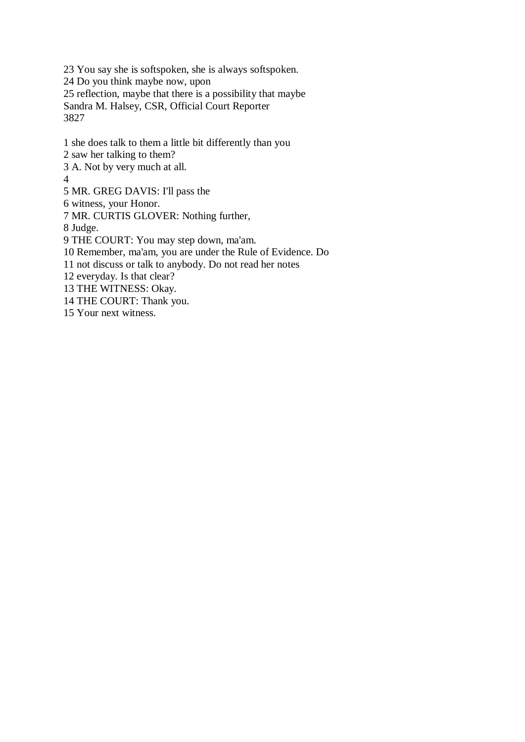23 You say she is softspoken, she is always softspoken.
24 Do you think maybe now, upon
25 reflection, maybe that there is a possibility that maybe
Sandra M. Halsey, CSR, Official Court Reporter

1 she does talk to them a little bit differently than you
2 saw her talking to them?
3 A. Not by very much at all.
4
5 MR. GREG DAVIS: I'll pass the
6 witness, your Honor.
7 MR. CURTIS GLOVER: Nothing further,
8 Judge.
9 THE COURT: You may step down, ma'am.
10 Remember, ma'am, you are under the Rule of Evidence. Do
11 not discuss or talk to anybody. Do not read her notes
12 everyday. Is that clear?
13 THE WITNESS: Okay.
14 THE COURT: Thank you.
15 Your next witness.